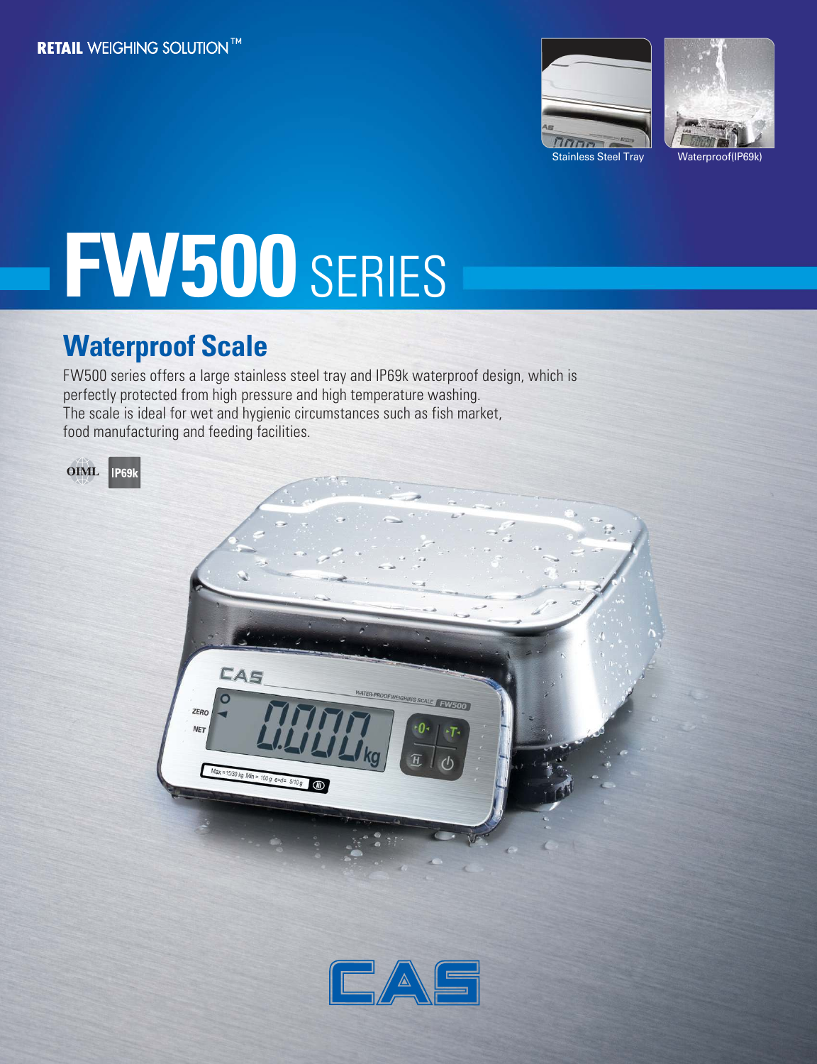RETAIL WEIGHING SOLUTION™

Stainless Steel Tray

Waterproof(IP69k)

# FW500 SERIES

## Waterproof Scale

FW500 series offers a large stainless steel tray and IP69k waterproof design, which is perfectly protected from high pressure and high temperature washing.
The scale is ideal for wet and hygienic circumstances such as fish market, food manufacturing and feeding facilities.

OIML IP69k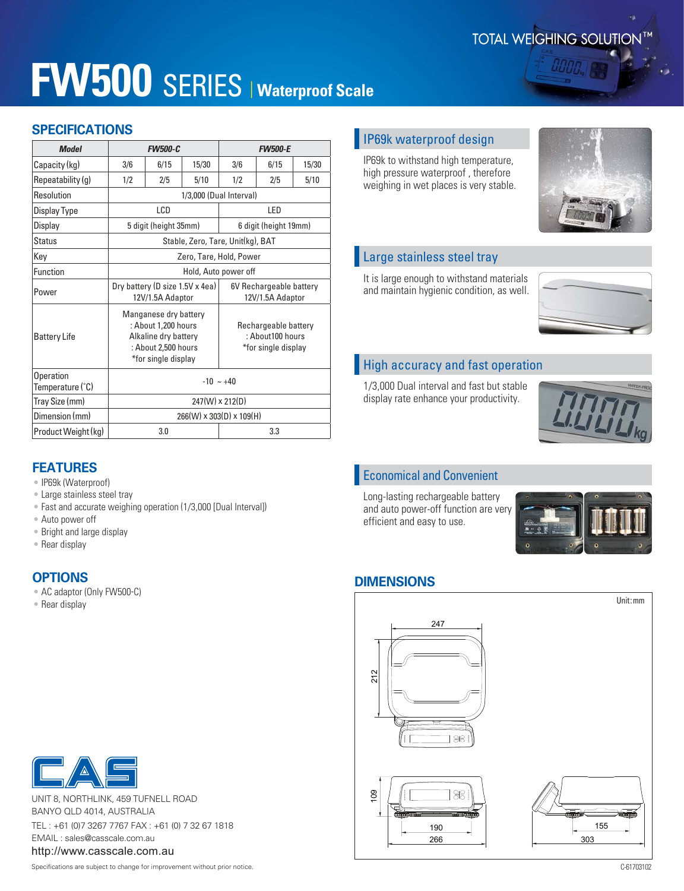TOTAL WEIGHING SOLUTION™

# FW500 SERIES | Waterproof Scale

## SPECIFICATIONS

| Model | FW500-C | | | FW500-E | | |
|---|---|---|---|---|---|---|
| Capacity (kg) | 3/6 | 6/15 | 15/30 | 3/6 | 6/15 | 15/30 |
| Repeatability (g) | 1/2 | 2/5 | 5/10 | 1/2 | 2/5 | 5/10 |
| Resolution | 1/3,000 (Dual Interval) | | | | | |
| Display Type | LCD | | | LED | | |
| Display | 5 digit (height 35mm) | | | 6 digit (height 19mm) | | |
| Status | Stable, Zero, Tare, Unit(kg), BAT | | | | | |
| Key | Zero, Tare, Hold, Power | | | | | |
| Function | Hold, Auto power off | | | | | |
| Power | Dry battery (D size 1.5V x 4ea) 12V/1.5A Adaptor | | | 6V Rechargeable battery 12V/1.5A Adaptor | | |
| Battery Life | Manganese dry battery : About 1,200 hours Alkaline dry battery : About 2,500 hours *for single display | | | Rechargeable battery : About100 hours *for single display | | |
| Operation Temperature (˚C) | -10 ~ +40 | | | | | |
| Tray Size (mm) | 247(W) x 212(D) | | | | | |
| Dimension (mm) | 266(W) x 303(D) x 109(H) | | | | | |
| Product Weight (kg) | 3.0 | | | 3.3 | | |

## FEATURES

- IP69k (Waterproof)
- Large stainless steel tray
- Fast and accurate weighing operation (1/3,000 [Dual Interval])
- Auto power off
- Bright and large display
- Rear display

## OPTIONS

- AC adaptor (Only FW500-C)
- Rear display

### IP69k waterproof design

IP69k to withstand high temperature, high pressure waterproof , therefore weighing in wet places is very stable.

### Large stainless steel tray

It is large enough to withstand materials and maintain hygienic condition, as well.

### High accuracy and fast operation

1/3,000 Dual interval and fast but stable display rate enhance your productivity.

### Economical and Convenient

Long-lasting rechargeable battery and auto power-off function are very efficient and easy to use.

## DIMENSIONS

Unit:mm

247
212
109
190
266
155
303

CAS

UNIT 8, NORTHLINK, 459 TUFNELL ROAD
BANYO QLD 4014, AUSTRALIA
TEL : +61 (0)7 3267 7767 FAX : +61 (0) 7 32 67 1818
EMAIL : sales@casscale.com.au
http://www.casscale.com.au

Specifications are subject to change for improvement without prior notice.

C-61703102